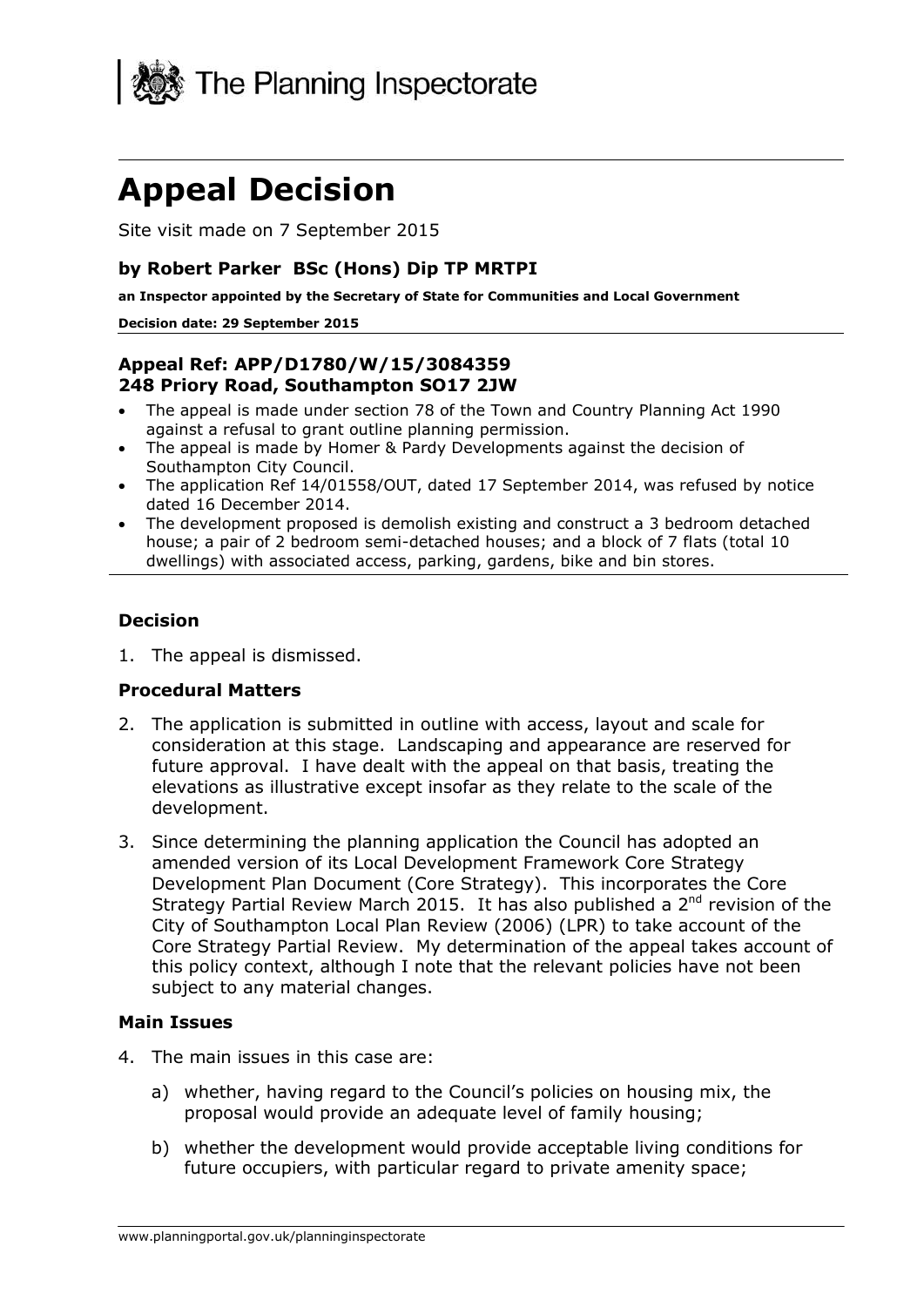The Planning Inspectorate

# Appeal Decision

Site visit made on 7 September 2015

**by Robert Parker BSc (Hons) Dip TP MRTPI**

**an Inspector appointed by the Secretary of State for Communities and Local Government**

**Decision date: 29 September 2015**

**Appeal Ref: APP/D1780/W/15/3084359**
**248 Priory Road, Southampton SO17 2JW**

- The appeal is made under section 78 of the Town and Country Planning Act 1990 against a refusal to grant outline planning permission.
- The appeal is made by Homer & Pardy Developments against the decision of Southampton City Council.
- The application Ref 14/01558/OUT, dated 17 September 2014, was refused by notice dated 16 December 2014.
- The development proposed is demolish existing and construct a 3 bedroom detached house; a pair of 2 bedroom semi-detached houses; and a block of 7 flats (total 10 dwellings) with associated access, parking, gardens, bike and bin stores.

### Decision

1. The appeal is dismissed.

### Procedural Matters

2. The application is submitted in outline with access, layout and scale for consideration at this stage. Landscaping and appearance are reserved for future approval. I have dealt with the appeal on that basis, treating the elevations as illustrative except insofar as they relate to the scale of the development.

3. Since determining the planning application the Council has adopted an amended version of its Local Development Framework Core Strategy Development Plan Document (Core Strategy). This incorporates the Core Strategy Partial Review March 2015. It has also published a 2nd revision of the City of Southampton Local Plan Review (2006) (LPR) to take account of the Core Strategy Partial Review. My determination of the appeal takes account of this policy context, although I note that the relevant policies have not been subject to any material changes.

### Main Issues

4. The main issues in this case are:

   a) whether, having regard to the Council's policies on housing mix, the proposal would provide an adequate level of family housing;

   b) whether the development would provide acceptable living conditions for future occupiers, with particular regard to private amenity space;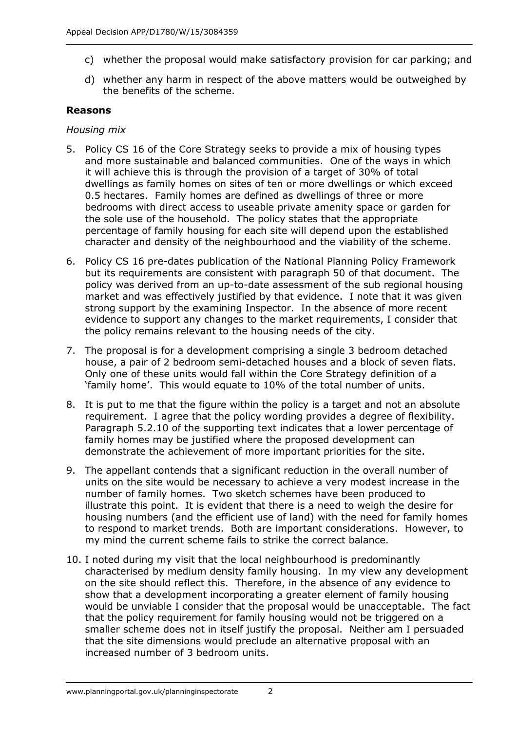c) whether the proposal would make satisfactory provision for car parking; and

d) whether any harm in respect of the above matters would be outweighed by the benefits of the scheme.

**Reasons**

*Housing mix*

5. Policy CS 16 of the Core Strategy seeks to provide a mix of housing types and more sustainable and balanced communities. One of the ways in which it will achieve this is through the provision of a target of 30% of total dwellings as family homes on sites of ten or more dwellings or which exceed 0.5 hectares. Family homes are defined as dwellings of three or more bedrooms with direct access to useable private amenity space or garden for the sole use of the household. The policy states that the appropriate percentage of family housing for each site will depend upon the established character and density of the neighbourhood and the viability of the scheme.

6. Policy CS 16 pre-dates publication of the National Planning Policy Framework but its requirements are consistent with paragraph 50 of that document. The policy was derived from an up-to-date assessment of the sub regional housing market and was effectively justified by that evidence. I note that it was given strong support by the examining Inspector. In the absence of more recent evidence to support any changes to the market requirements, I consider that the policy remains relevant to the housing needs of the city.

7. The proposal is for a development comprising a single 3 bedroom detached house, a pair of 2 bedroom semi-detached houses and a block of seven flats. Only one of these units would fall within the Core Strategy definition of a 'family home'. This would equate to 10% of the total number of units.

8. It is put to me that the figure within the policy is a target and not an absolute requirement. I agree that the policy wording provides a degree of flexibility. Paragraph 5.2.10 of the supporting text indicates that a lower percentage of family homes may be justified where the proposed development can demonstrate the achievement of more important priorities for the site.

9. The appellant contends that a significant reduction in the overall number of units on the site would be necessary to achieve a very modest increase in the number of family homes. Two sketch schemes have been produced to illustrate this point. It is evident that there is a need to weigh the desire for housing numbers (and the efficient use of land) with the need for family homes to respond to market trends. Both are important considerations. However, to my mind the current scheme fails to strike the correct balance.

10. I noted during my visit that the local neighbourhood is predominantly characterised by medium density family housing. In my view any development on the site should reflect this. Therefore, in the absence of any evidence to show that a development incorporating a greater element of family housing would be unviable I consider that the proposal would be unacceptable. The fact that the policy requirement for family housing would not be triggered on a smaller scheme does not in itself justify the proposal. Neither am I persuaded that the site dimensions would preclude an alternative proposal with an increased number of 3 bedroom units.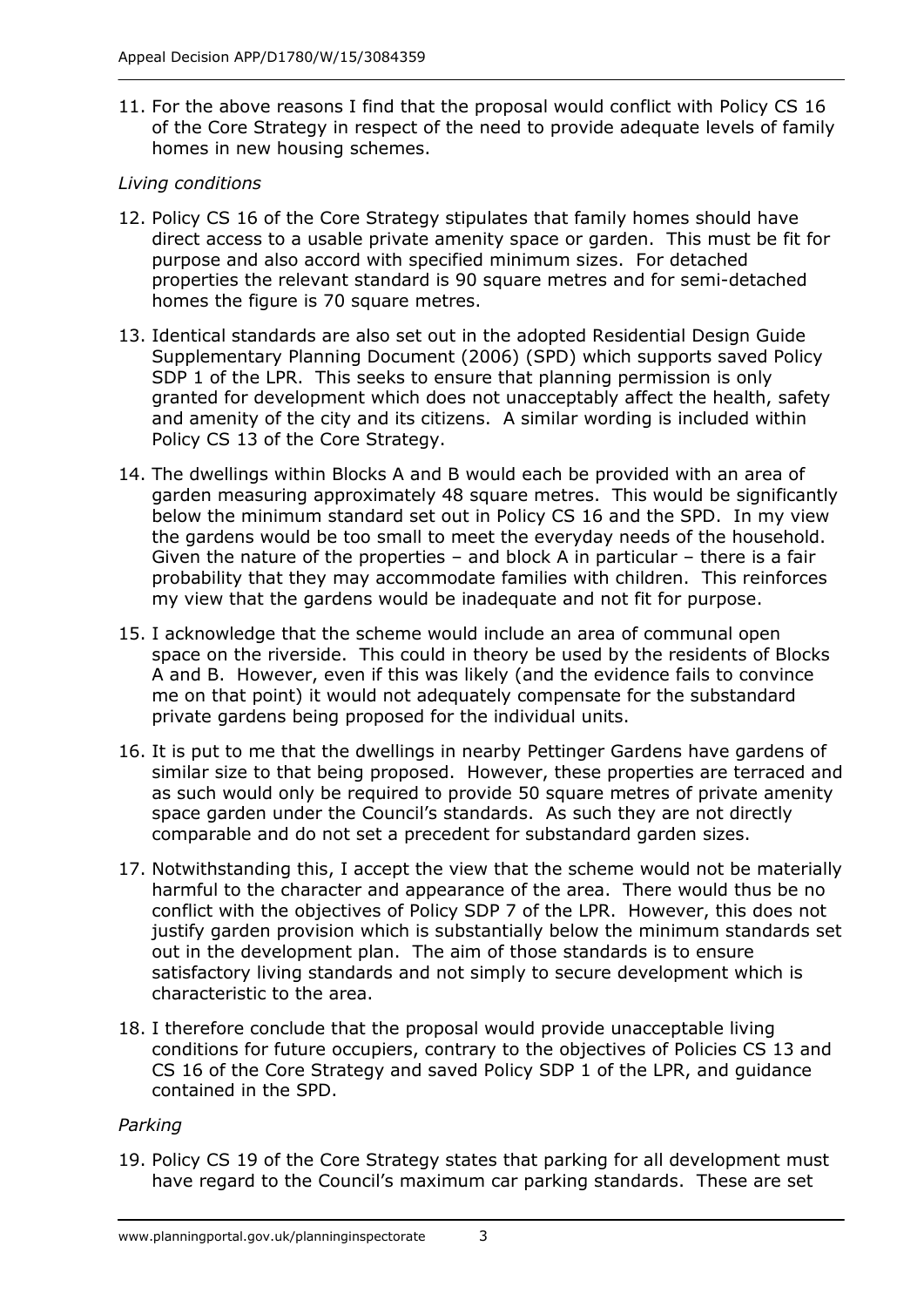11. For the above reasons I find that the proposal would conflict with Policy CS 16 of the Core Strategy in respect of the need to provide adequate levels of family homes in new housing schemes.

*Living conditions*

12. Policy CS 16 of the Core Strategy stipulates that family homes should have direct access to a usable private amenity space or garden. This must be fit for purpose and also accord with specified minimum sizes. For detached properties the relevant standard is 90 square metres and for semi-detached homes the figure is 70 square metres.

13. Identical standards are also set out in the adopted Residential Design Guide Supplementary Planning Document (2006) (SPD) which supports saved Policy SDP 1 of the LPR. This seeks to ensure that planning permission is only granted for development which does not unacceptably affect the health, safety and amenity of the city and its citizens. A similar wording is included within Policy CS 13 of the Core Strategy.

14. The dwellings within Blocks A and B would each be provided with an area of garden measuring approximately 48 square metres. This would be significantly below the minimum standard set out in Policy CS 16 and the SPD. In my view the gardens would be too small to meet the everyday needs of the household. Given the nature of the properties – and block A in particular – there is a fair probability that they may accommodate families with children. This reinforces my view that the gardens would be inadequate and not fit for purpose.

15. I acknowledge that the scheme would include an area of communal open space on the riverside. This could in theory be used by the residents of Blocks A and B. However, even if this was likely (and the evidence fails to convince me on that point) it would not adequately compensate for the substandard private gardens being proposed for the individual units.

16. It is put to me that the dwellings in nearby Pettinger Gardens have gardens of similar size to that being proposed. However, these properties are terraced and as such would only be required to provide 50 square metres of private amenity space garden under the Council's standards. As such they are not directly comparable and do not set a precedent for substandard garden sizes.

17. Notwithstanding this, I accept the view that the scheme would not be materially harmful to the character and appearance of the area. There would thus be no conflict with the objectives of Policy SDP 7 of the LPR. However, this does not justify garden provision which is substantially below the minimum standards set out in the development plan. The aim of those standards is to ensure satisfactory living standards and not simply to secure development which is characteristic to the area.

18. I therefore conclude that the proposal would provide unacceptable living conditions for future occupiers, contrary to the objectives of Policies CS 13 and CS 16 of the Core Strategy and saved Policy SDP 1 of the LPR, and guidance contained in the SPD.

*Parking*

19. Policy CS 19 of the Core Strategy states that parking for all development must have regard to the Council's maximum car parking standards. These are set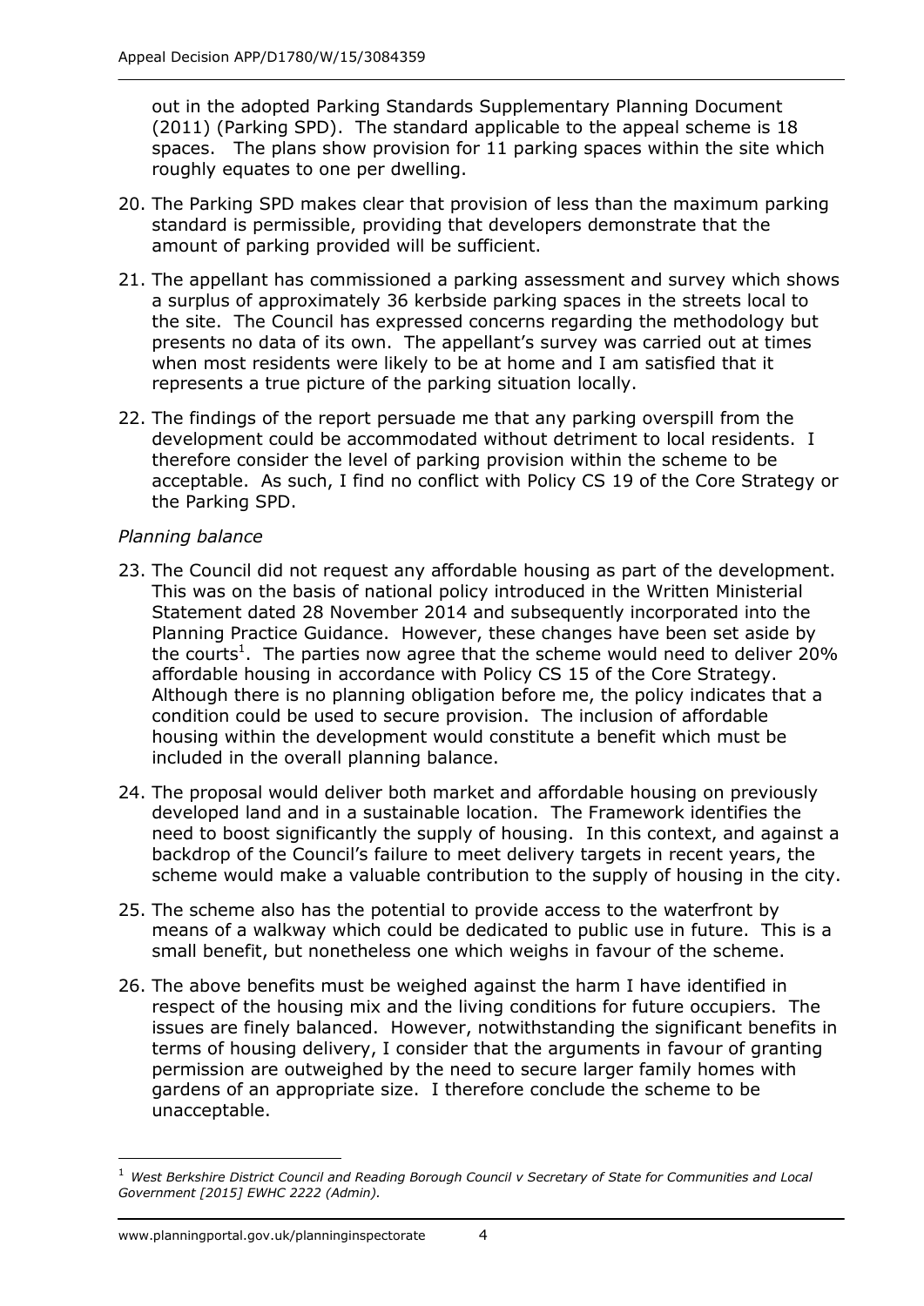out in the adopted Parking Standards Supplementary Planning Document (2011) (Parking SPD). The standard applicable to the appeal scheme is 18 spaces. The plans show provision for 11 parking spaces within the site which roughly equates to one per dwelling.

20. The Parking SPD makes clear that provision of less than the maximum parking standard is permissible, providing that developers demonstrate that the amount of parking provided will be sufficient.

21. The appellant has commissioned a parking assessment and survey which shows a surplus of approximately 36 kerbside parking spaces in the streets local to the site. The Council has expressed concerns regarding the methodology but presents no data of its own. The appellant's survey was carried out at times when most residents were likely to be at home and I am satisfied that it represents a true picture of the parking situation locally.

22. The findings of the report persuade me that any parking overspill from the development could be accommodated without detriment to local residents. I therefore consider the level of parking provision within the scheme to be acceptable. As such, I find no conflict with Policy CS 19 of the Core Strategy or the Parking SPD.

*Planning balance*

23. The Council did not request any affordable housing as part of the development. This was on the basis of national policy introduced in the Written Ministerial Statement dated 28 November 2014 and subsequently incorporated into the Planning Practice Guidance. However, these changes have been set aside by the courts[1]. The parties now agree that the scheme would need to deliver 20% affordable housing in accordance with Policy CS 15 of the Core Strategy. Although there is no planning obligation before me, the policy indicates that a condition could be used to secure provision. The inclusion of affordable housing within the development would constitute a benefit which must be included in the overall planning balance.

24. The proposal would deliver both market and affordable housing on previously developed land and in a sustainable location. The Framework identifies the need to boost significantly the supply of housing. In this context, and against a backdrop of the Council's failure to meet delivery targets in recent years, the scheme would make a valuable contribution to the supply of housing in the city.

25. The scheme also has the potential to provide access to the waterfront by means of a walkway which could be dedicated to public use in future. This is a small benefit, but nonetheless one which weighs in favour of the scheme.

26. The above benefits must be weighed against the harm I have identified in respect of the housing mix and the living conditions for future occupiers. The issues are finely balanced. However, notwithstanding the significant benefits in terms of housing delivery, I consider that the arguments in favour of granting permission are outweighed by the need to secure larger family homes with gardens of an appropriate size. I therefore conclude the scheme to be unacceptable.

---

[1] *West Berkshire District Council and Reading Borough Council v Secretary of State for Communities and Local Government [2015] EWHC 2222 (Admin).*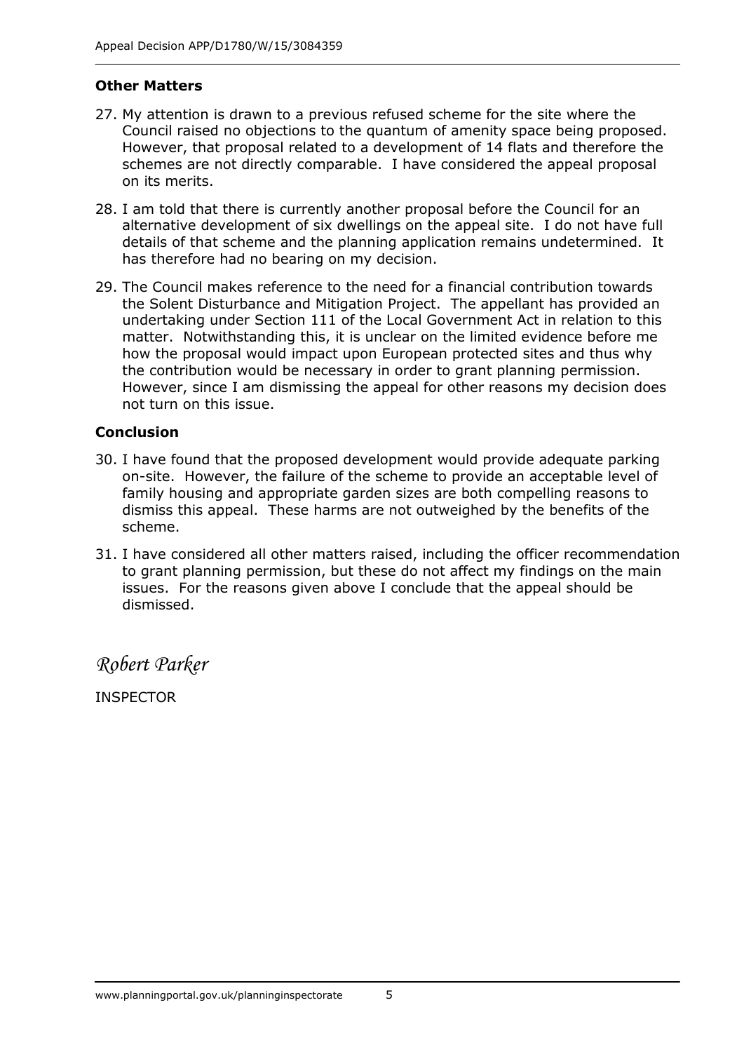### Other Matters

27. My attention is drawn to a previous refused scheme for the site where the Council raised no objections to the quantum of amenity space being proposed. However, that proposal related to a development of 14 flats and therefore the schemes are not directly comparable. I have considered the appeal proposal on its merits.

28. I am told that there is currently another proposal before the Council for an alternative development of six dwellings on the appeal site. I do not have full details of that scheme and the planning application remains undetermined. It has therefore had no bearing on my decision.

29. The Council makes reference to the need for a financial contribution towards the Solent Disturbance and Mitigation Project. The appellant has provided an undertaking under Section 111 of the Local Government Act in relation to this matter. Notwithstanding this, it is unclear on the limited evidence before me how the proposal would impact upon European protected sites and thus why the contribution would be necessary in order to grant planning permission. However, since I am dismissing the appeal for other reasons my decision does not turn on this issue.

### Conclusion

30. I have found that the proposed development would provide adequate parking on-site. However, the failure of the scheme to provide an acceptable level of family housing and appropriate garden sizes are both compelling reasons to dismiss this appeal. These harms are not outweighed by the benefits of the scheme.

31. I have considered all other matters raised, including the officer recommendation to grant planning permission, but these do not affect my findings on the main issues. For the reasons given above I conclude that the appeal should be dismissed.

*Robert Parker*

INSPECTOR